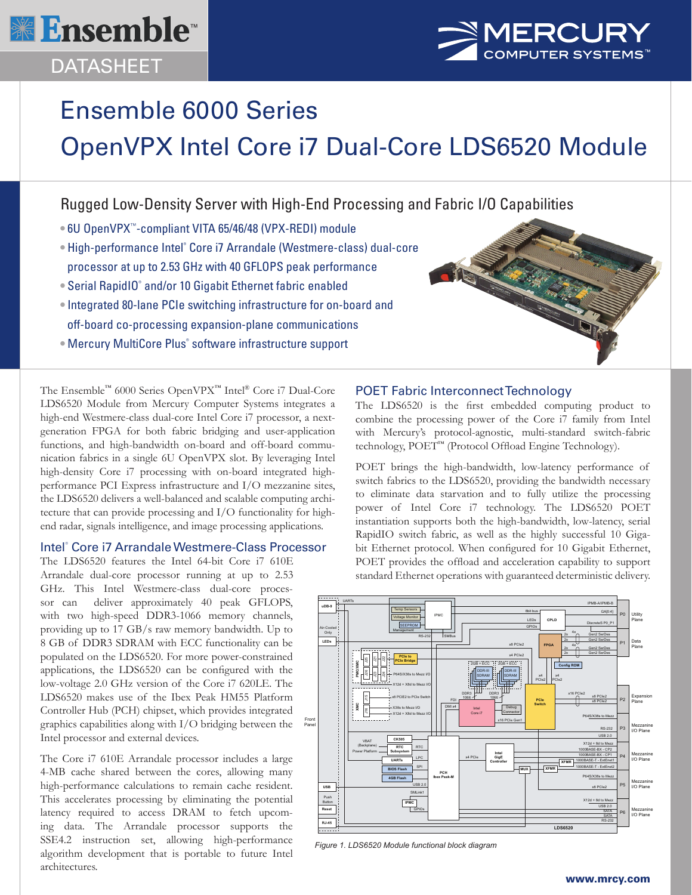# Ensemble 6000 Series
# OpenVPX Intel Core i7 Dual-Core LDS6520 Module

## Rugged Low-Density Server with High-End Processing and Fabric I/O Capabilities

- 6U OpenVPX™-compliant VITA 65/46/48 (VPX-REDI) module
- High-performance Intel® Core i7 Arrandale (Westmere-class) dual-core processor at up to 2.53 GHz with 40 GFLOPS peak performance
- Serial RapidIO® and/or 10 Gigabit Ethernet fabric enabled
- Integrated 80-lane PCIe switching infrastructure for on-board and off-board co-processing expansion-plane communications
- Mercury MultiCore Plus® software infrastructure support

The Ensemble™ 6000 Series OpenVPX™ Intel® Core i7 Dual-Core LDS6520 Module from Mercury Computer Systems integrates a high-end Westmere-class dual-core Intel Core i7 processor, a next-generation FPGA for both fabric bridging and user-application functions, and high-bandwidth on-board and off-board communication fabrics in a single 6U OpenVPX slot. By leveraging Intel high-density Core i7 processing with on-board integrated high-performance PCI Express infrastructure and I/O mezzanine sites, the LDS6520 delivers a well-balanced and scalable computing architecture that can provide processing and I/O functionality for high-end radar, signals intelligence, and image processing applications.

### Intel® Core i7 Arrandale Westmere-Class Processor

The LDS6520 features the Intel 64-bit Core i7 610E Arrandale dual-core processor running at up to 2.53 GHz. This Intel Westmere-class dual-core processor can deliver approximately 40 peak GFLOPS, with two high-speed DDR3-1066 memory channels, providing up to 17 GB/s raw memory bandwidth. Up to 8 GB of DDR3 SDRAM with ECC functionality can be populated on the LDS6520. For more power-constrained applications, the LDS6520 can be configured with the low-voltage 2.0 GHz version of the Core i7 620LE. The LDS6520 makes use of the Ibex Peak HM55 Platform Controller Hub (PCH) chipset, which provides integrated graphics capabilities along with I/O bridging between the Intel processor and external devices.

The Core i7 610E Arrandale processor includes a large 4-MB cache shared between the cores, allowing many high-performance calculations to remain cache resident. This accelerates processing by eliminating the potential latency required to access DRAM to fetch upcoming data. The Arrandale processor supports the SSE4.2 instruction set, allowing high-performance algorithm development that is portable to future Intel architectures.

### POET Fabric Interconnect Technology

The LDS6520 is the first embedded computing product to combine the processing power of the Core i7 family from Intel with Mercury's protocol-agnostic, multi-standard switch-fabric technology, POET™ (Protocol Offload Engine Technology).

POET brings the high-bandwidth, low-latency performance of switch fabrics to the LDS6520, providing the bandwidth necessary to eliminate data starvation and to fully utilize the processing power of Intel Core i7 technology. The LDS6520 POET instantiation supports both the high-bandwidth, low-latency, serial RapidIO switch fabric, as well as the highly successful 10 Gigabit Ethernet protocol. When configured for 10 Gigabit Ethernet, POET provides the offload and acceleration capability to support standard Ethernet operations with guaranteed deterministic delivery.

*Figure 1. LDS6520 Module functional block diagram*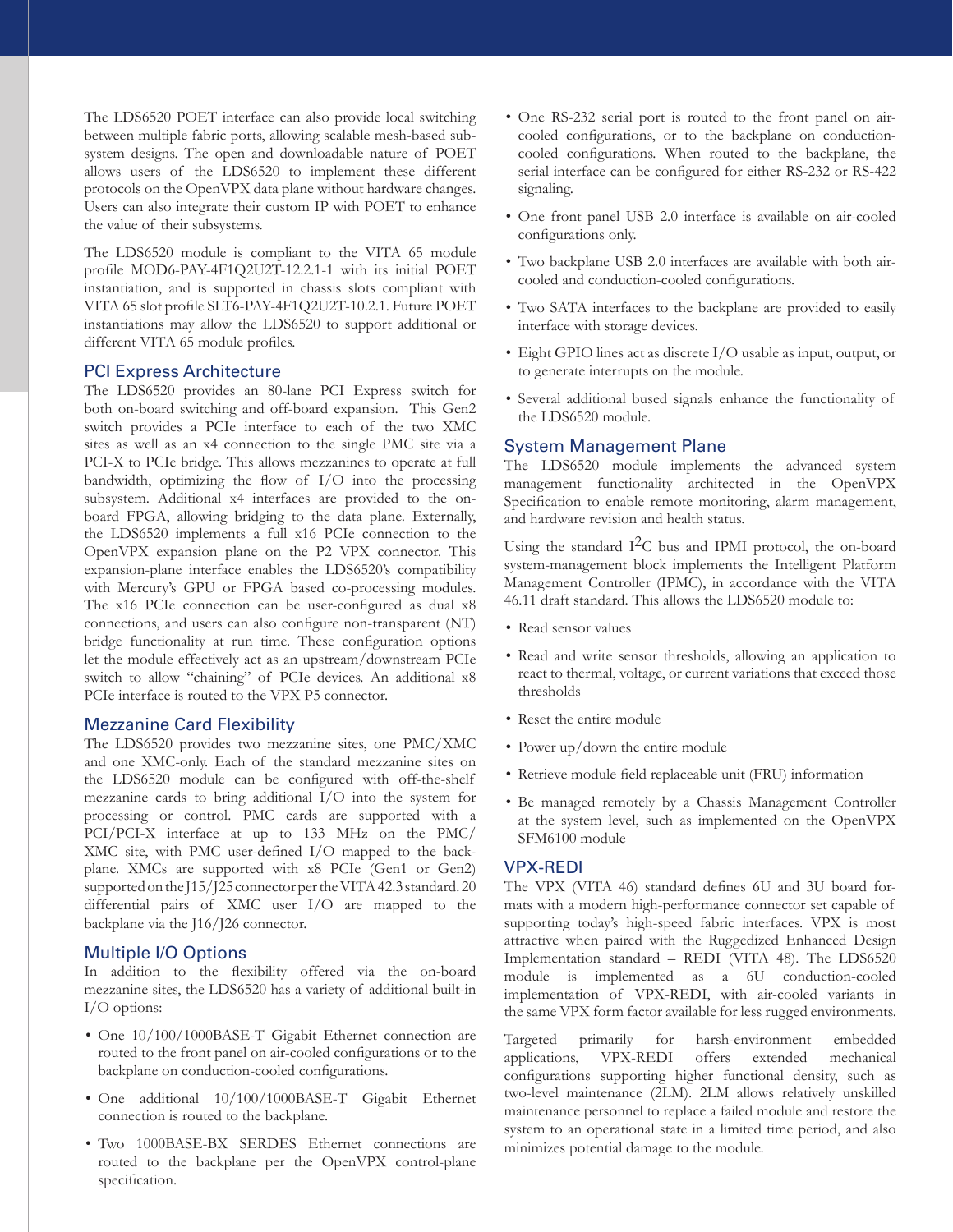The LDS6520 POET interface can also provide local switching between multiple fabric ports, allowing scalable mesh-based subsystem designs. The open and downloadable nature of POET allows users of the LDS6520 to implement these different protocols on the OpenVPX data plane without hardware changes. Users can also integrate their custom IP with POET to enhance the value of their subsystems.

The LDS6520 module is compliant to the VITA 65 module profile MOD6-PAY-4F1Q2U2T-12.2.1-1 with its initial POET instantiation, and is supported in chassis slots compliant with VITA 65 slot profile SLT6-PAY-4F1Q2U2T-10.2.1. Future POET instantiations may allow the LDS6520 to support additional or different VITA 65 module profiles.

## PCI Express Architecture

The LDS6520 provides an 80-lane PCI Express switch for both on-board switching and off-board expansion. This Gen2 switch provides a PCIe interface to each of the two XMC sites as well as an x4 connection to the single PMC site via a PCI-X to PCIe bridge. This allows mezzanines to operate at full bandwidth, optimizing the flow of I/O into the processing subsystem. Additional x4 interfaces are provided to the on-board FPGA, allowing bridging to the data plane. Externally, the LDS6520 implements a full x16 PCIe connection to the OpenVPX expansion plane on the P2 VPX connector. This expansion-plane interface enables the LDS6520's compatibility with Mercury's GPU or FPGA based co-processing modules. The x16 PCIe connection can be user-configured as dual x8 connections, and users can also configure non-transparent (NT) bridge functionality at run time. These configuration options let the module effectively act as an upstream/downstream PCIe switch to allow "chaining" of PCIe devices. An additional x8 PCIe interface is routed to the VPX P5 connector.

## Mezzanine Card Flexibility

The LDS6520 provides two mezzanine sites, one PMC/XMC and one XMC-only. Each of the standard mezzanine sites on the LDS6520 module can be configured with off-the-shelf mezzanine cards to bring additional I/O into the system for processing or control. PMC cards are supported with a PCI/PCI-X interface at up to 133 MHz on the PMC/XMC site, with PMC user-defined I/O mapped to the backplane. XMCs are supported with x8 PCIe (Gen1 or Gen2) supported on the J15/J25 connector per the VITA 42.3 standard. 20 differential pairs of XMC user I/O are mapped to the backplane via the J16/J26 connector.

## Multiple I/O Options

In addition to the flexibility offered via the on-board mezzanine sites, the LDS6520 has a variety of additional built-in I/O options:

- One 10/100/1000BASE-T Gigabit Ethernet connection are routed to the front panel on air-cooled configurations or to the backplane on conduction-cooled configurations.
- One additional 10/100/1000BASE-T Gigabit Ethernet connection is routed to the backplane.
- Two 1000BASE-BX SERDES Ethernet connections are routed to the backplane per the OpenVPX control-plane specification.
- One RS-232 serial port is routed to the front panel on air-cooled configurations, or to the backplane on conduction-cooled configurations. When routed to the backplane, the serial interface can be configured for either RS-232 or RS-422 signaling.
- One front panel USB 2.0 interface is available on air-cooled configurations only.
- Two backplane USB 2.0 interfaces are available with both air-cooled and conduction-cooled configurations.
- Two SATA interfaces to the backplane are provided to easily interface with storage devices.
- Eight GPIO lines act as discrete I/O usable as input, output, or to generate interrupts on the module.
- Several additional bused signals enhance the functionality of the LDS6520 module.

## System Management Plane

The LDS6520 module implements the advanced system management functionality architected in the OpenVPX Specification to enable remote monitoring, alarm management, and hardware revision and health status.

Using the standard $I^2C$ bus and IPMI protocol, the on-board system-management block implements the Intelligent Platform Management Controller (IPMC), in accordance with the VITA 46.11 draft standard. This allows the LDS6520 module to:

- Read sensor values
- Read and write sensor thresholds, allowing an application to react to thermal, voltage, or current variations that exceed those thresholds
- Reset the entire module
- Power up/down the entire module
- Retrieve module field replaceable unit (FRU) information
- Be managed remotely by a Chassis Management Controller at the system level, such as implemented on the OpenVPX SFM6100 module

## VPX-REDI

The VPX (VITA 46) standard defines 6U and 3U board formats with a modern high-performance connector set capable of supporting today's high-speed fabric interfaces. VPX is most attractive when paired with the Ruggedized Enhanced Design Implementation standard – REDI (VITA 48). The LDS6520 module is implemented as a 6U conduction-cooled implementation of VPX-REDI, with air-cooled variants in the same VPX form factor available for less rugged environments.

Targeted primarily for harsh-environment embedded applications, VPX-REDI offers extended mechanical configurations supporting higher functional density, such as two-level maintenance (2LM). 2LM allows relatively unskilled maintenance personnel to replace a failed module and restore the system to an operational state in a limited time period, and also minimizes potential damage to the module.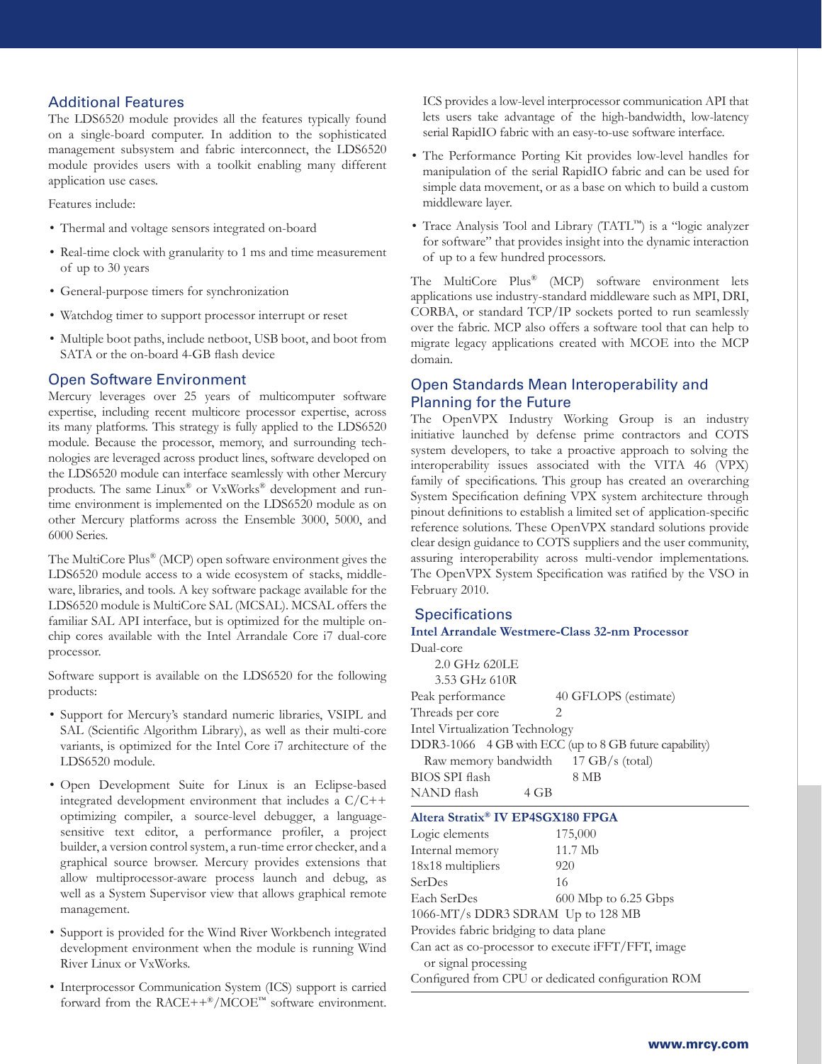## Additional Features

The LDS6520 module provides all the features typically found on a single-board computer. In addition to the sophisticated management subsystem and fabric interconnect, the LDS6520 module provides users with a toolkit enabling many different application use cases.

Features include:

- Thermal and voltage sensors integrated on-board
- Real-time clock with granularity to 1 ms and time measurement of up to 30 years
- General-purpose timers for synchronization
- Watchdog timer to support processor interrupt or reset
- Multiple boot paths, include netboot, USB boot, and boot from SATA or the on-board 4-GB flash device

## Open Software Environment

Mercury leverages over 25 years of multicomputer software expertise, including recent multicore processor expertise, across its many platforms. This strategy is fully applied to the LDS6520 module. Because the processor, memory, and surrounding technologies are leveraged across product lines, software developed on the LDS6520 module can interface seamlessly with other Mercury products. The same Linux® or VxWorks® development and runtime environment is implemented on the LDS6520 module as on other Mercury platforms across the Ensemble 3000, 5000, and 6000 Series.

The MultiCore Plus® (MCP) open software environment gives the LDS6520 module access to a wide ecosystem of stacks, middleware, libraries, and tools. A key software package available for the LDS6520 module is MultiCore SAL (MCSAL). MCSAL offers the familiar SAL API interface, but is optimized for the multiple on-chip cores available with the Intel Arrandale Core i7 dual-core processor.

Software support is available on the LDS6520 for the following products:

- Support for Mercury's standard numeric libraries, VSIPL and SAL (Scientific Algorithm Library), as well as their multi-core variants, is optimized for the Intel Core i7 architecture of the LDS6520 module.
- Open Development Suite for Linux is an Eclipse-based integrated development environment that includes a C/C++ optimizing compiler, a source-level debugger, a language-sensitive text editor, a performance profiler, a project builder, a version control system, a run-time error checker, and a graphical source browser. Mercury provides extensions that allow multiprocessor-aware process launch and debug, as well as a System Supervisor view that allows graphical remote management.
- Support is provided for the Wind River Workbench integrated development environment when the module is running Wind River Linux or VxWorks.
- Interprocessor Communication System (ICS) support is carried forward from the RACE++®/MCOE™ software environment. ICS provides a low-level interprocessor communication API that lets users take advantage of the high-bandwidth, low-latency serial RapidIO fabric with an easy-to-use software interface.
- The Performance Porting Kit provides low-level handles for manipulation of the serial RapidIO fabric and can be used for simple data movement, or as a base on which to build a custom middleware layer.
- Trace Analysis Tool and Library (TATL™) is a "logic analyzer for software" that provides insight into the dynamic interaction of up to a few hundred processors.

The MultiCore Plus® (MCP) software environment lets applications use industry-standard middleware such as MPI, DRI, CORBA, or standard TCP/IP sockets ported to run seamlessly over the fabric. MCP also offers a software tool that can help to migrate legacy applications created with MCOE into the MCP domain.

## Open Standards Mean Interoperability and Planning for the Future

The OpenVPX Industry Working Group is an industry initiative launched by defense prime contractors and COTS system developers, to take a proactive approach to solving the interoperability issues associated with the VITA 46 (VPX) family of specifications. This group has created an overarching System Specification defining VPX system architecture through pinout definitions to establish a limited set of application-specific reference solutions. These OpenVPX standard solutions provide clear design guidance to COTS suppliers and the user community, assuring interoperability across multi-vendor implementations. The OpenVPX System Specification was ratified by the VSO in February 2010.

## Specifications

**Intel Arrandale Westmere-Class 32-nm Processor**

| | |
|---|---|
| Dual-core | |
| 2.0 GHz 620LE | |
| 3.53 GHz 610R | |
| Peak performance | 40 GFLOPS (estimate) |
| Threads per core | 2 |
| Intel Virtualization Technology | |
| DDR3-1066 | 4 GB with ECC (up to 8 GB future capability) |
| Raw memory bandwidth | 17 GB/s (total) |
| BIOS SPI flash | 8 MB |
| NAND flash | 4 GB |

**Altera Stratix® IV EP4SGX180 FPGA**

| | |
|---|---|
| Logic elements | 175,000 |
| Internal memory | 11.7 Mb |
| 18x18 multipliers | 920 |
| SerDes | 16 |
| Each SerDes | 600 Mbp to 6.25 Gbps |
| 1066-MT/s DDR3 SDRAM | Up to 128 MB |
| Provides fabric bridging to data plane | |
| Can act as co-processor to execute iFFT/FFT, image or signal processing | |
| Configured from CPU or dedicated configuration ROM | |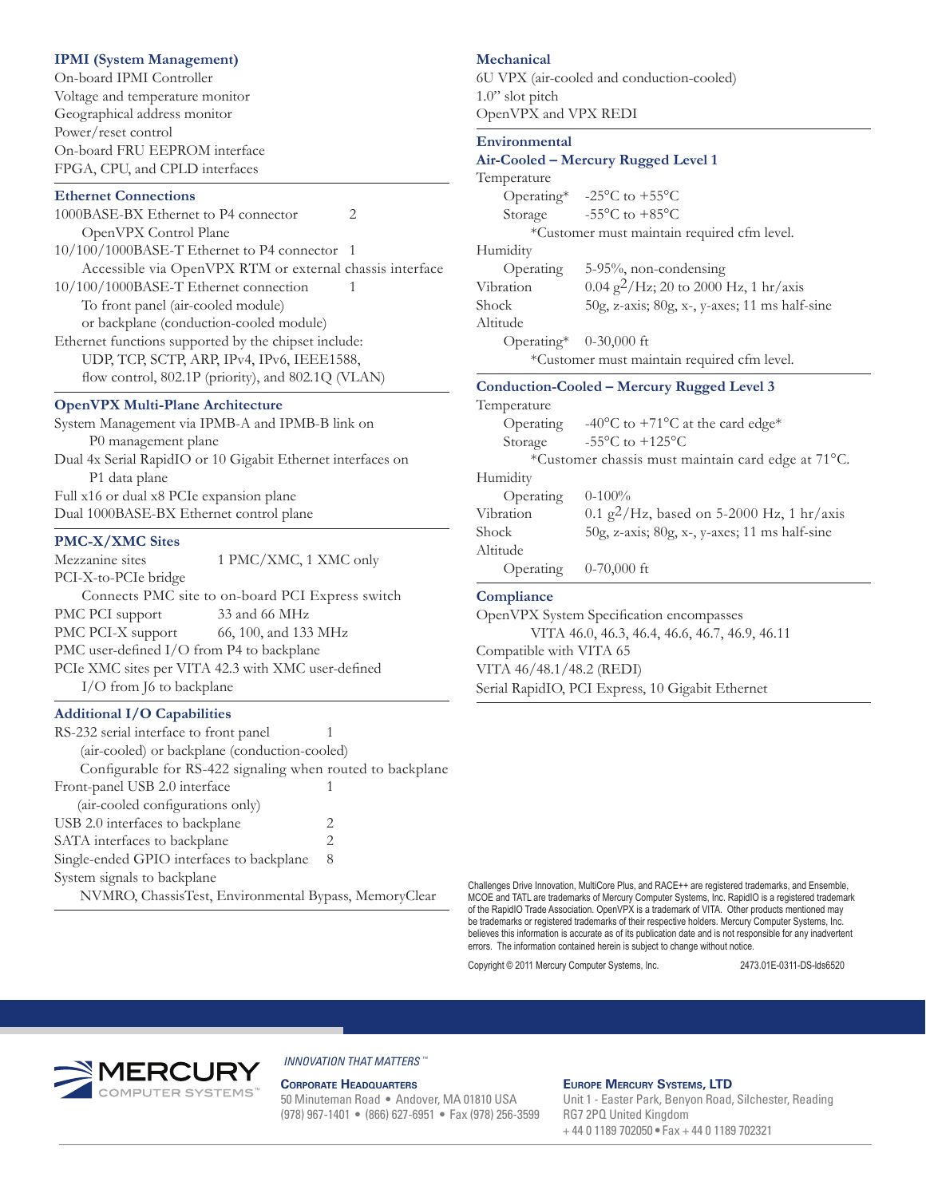### IPMI (System Management)

On-board IPMI Controller
Voltage and temperature monitor
Geographical address monitor
Power/reset control
On-board FRU EEPROM interface
FPGA, CPU, and CPLD interfaces

### Ethernet Connections

| | |
|---|---|
| 1000BASE-BX Ethernet to P4 connector<br>OpenVPX Control Plane | 2 |
| 10/100/1000BASE-T Ethernet to P4 connector<br>Accessible via OpenVPX RTM or external chassis interface | 1 |
| 10/100/1000BASE-T Ethernet connection<br>To front panel (air-cooled module)<br>or backplane (conduction-cooled module) | 1 |

Ethernet functions supported by the chipset include:
UDP, TCP, SCTP, ARP, IPv4, IPv6, IEEE1588, flow control, 802.1P (priority), and 802.1Q (VLAN)

### OpenVPX Multi-Plane Architecture

System Management via IPMB-A and IPMB-B link on P0 management plane
Dual 4x Serial RapidIO or 10 Gigabit Ethernet interfaces on P1 data plane
Full x16 or dual x8 PCIe expansion plane
Dual 1000BASE-BX Ethernet control plane

### PMC-X/XMC Sites

| | |
|---|---|
| Mezzanine sites | 1 PMC/XMC, 1 XMC only |
| PCI-X-to-PCIe bridge<br>Connects PMC site to on-board PCI Express switch | |
| PMC PCI support | 33 and 66 MHz |
| PMC PCI-X support | 66, 100, and 133 MHz |

PMC user-defined I/O from P4 to backplane
PCIe XMC sites per VITA 42.3 with XMC user-defined I/O from J6 to backplane

### Additional I/O Capabilities

| | |
|---|---|
| RS-232 serial interface to front panel<br>(air-cooled) or backplane (conduction-cooled)<br>Configurable for RS-422 signaling when routed to backplane | 1 |
| Front-panel USB 2.0 interface<br>(air-cooled configurations only) | 1 |
| USB 2.0 interfaces to backplane | 2 |
| SATA interfaces to backplane | 2 |
| Single-ended GPIO interfaces to backplane | 8 |

System signals to backplane
NVMRO, ChassisTest, Environmental Bypass, MemoryClear

### Mechanical

6U VPX (air-cooled and conduction-cooled)
1.0" slot pitch
OpenVPX and VPX REDI

### Environmental

#### Air-Cooled – Mercury Rugged Level 1

| | |
|---|---|
| Temperature | |
| Operating* | -25°C to +55°C |
| Storage | -55°C to +85°C |
| *Customer must maintain required cfm level. | |
| Humidity | |
| Operating | 5-95%, non-condensing |
| Vibration | 0.04 $g^2$/Hz; 20 to 2000 Hz, 1 hr/axis |
| Shock | 50g, z-axis; 80g, x-, y-axes; 11 ms half-sine |
| Altitude | |
| Operating* | 0-30,000 ft |
| *Customer must maintain required cfm level. | |

#### Conduction-Cooled – Mercury Rugged Level 3

| | |
|---|---|
| Temperature | |
| Operating | -40°C to +71°C at the card edge* |
| Storage | -55°C to +125°C |
| *Customer chassis must maintain card edge at 71°C. | |
| Humidity | |
| Operating | 0-100% |
| Vibration | 0.1 $g^2$/Hz, based on 5-2000 Hz, 1 hr/axis |
| Shock | 50g, z-axis; 80g, x-, y-axes; 11 ms half-sine |
| Altitude | |
| Operating | 0-70,000 ft |

### Compliance

OpenVPX System Specification encompasses
VITA 46.0, 46.3, 46.4, 46.6, 46.7, 46.9, 46.11
Compatible with VITA 65
VITA 46/48.1/48.2 (REDI)
Serial RapidIO, PCI Express, 10 Gigabit Ethernet

Challenges Drive Innovation, MultiCore Plus, and RACE++ are registered trademarks, and Ensemble, MCOE and TATL are trademarks of Mercury Computer Systems, Inc. RapidIO is a registered trademark of the RapidIO Trade Association. OpenVPX is a trademark of VITA. Other products mentioned may be trademarks or registered trademarks of their respective holders. Mercury Computer Systems, Inc. believes this information is accurate as of its publication date and is not responsible for any inadvertent errors. The information contained herein is subject to change without notice.

Copyright © 2011 Mercury Computer Systems, Inc. 2473.01E-0311-DS-lds6520

MERCURY COMPUTER SYSTEMS™

*INNOVATION THAT MATTERS™*

**Corporate Headquarters**
50 Minuteman Road • Andover, MA 01810 USA
(978) 967-1401 • (866) 627-6951 • Fax (978) 256-3599

**Europe Mercury Systems, LTD**
Unit 1 - Easter Park, Benyon Road, Silchester, Reading
RG7 2PQ United Kingdom
+ 44 0 1189 702050 • Fax + 44 0 1189 702321